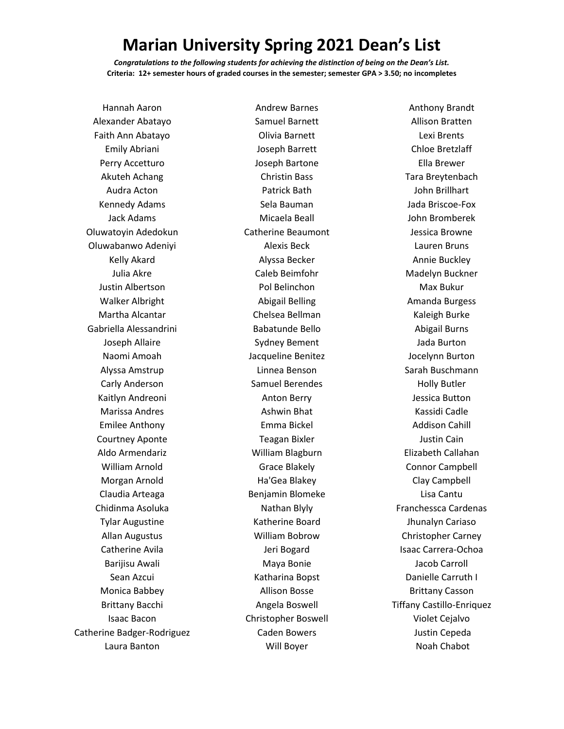# Marian University Spring 2021 Dean's List

***Congratulations to the following students for achieving the distinction of being on the Dean's List.***

**Criteria: 12+ semester hours of graded courses in the semester; semester GPA > 3.50; no incompletes**

Hannah Aaron
Alexander Abatayo
Faith Ann Abatayo
Emily Abriani
Perry Accetturo
Akuteh Achang
Audra Acton
Kennedy Adams
Jack Adams
Oluwatoyin Adedokun
Oluwabanwo Adeniyi
Kelly Akard
Julia Akre
Justin Albertson
Walker Albright
Martha Alcantar
Gabriella Alessandrini
Joseph Allaire
Naomi Amoah
Alyssa Amstrup
Carly Anderson
Kaitlyn Andreoni
Marissa Andres
Emilee Anthony
Courtney Aponte
Aldo Armendariz
William Arnold
Morgan Arnold
Claudia Arteaga
Chidinma Asoluka
Tylar Augustine
Allan Augustus
Catherine Avila
Barijisu Awali
Sean Azcui
Monica Babbey
Brittany Bacchi
Isaac Bacon
Catherine Badger-Rodriguez
Laura Banton
Andrew Barnes
Samuel Barnett
Olivia Barnett
Joseph Barrett
Joseph Bartone
Christin Bass
Patrick Bath
Sela Bauman
Micaela Beall
Catherine Beaumont
Alexis Beck
Alyssa Becker
Caleb Beimfohr
Pol Belinchon
Abigail Belling
Chelsea Bellman
Babatunde Bello
Sydney Bement
Jacqueline Benitez
Linnea Benson
Samuel Berendes
Anton Berry
Ashwin Bhat
Emma Bickel
Teagan Bixler
William Blagburn
Grace Blakely
Ha'Gea Blakey
Benjamin Blomeke
Nathan Blyly
Katherine Board
William Bobrow
Jeri Bogard
Maya Bonie
Katharina Bopst
Allison Bosse
Angela Boswell
Christopher Boswell
Caden Bowers
Will Boyer
Anthony Brandt
Allison Bratten
Lexi Brents
Chloe Bretzlaff
Ella Brewer
Tara Breytenbach
John Brillhart
Jada Briscoe-Fox
John Bromberek
Jessica Browne
Lauren Bruns
Annie Buckley
Madelyn Buckner
Max Bukur
Amanda Burgess
Kaleigh Burke
Abigail Burns
Jada Burton
Jocelynn Burton
Sarah Buschmann
Holly Butler
Jessica Button
Kassidi Cadle
Addison Cahill
Justin Cain
Elizabeth Callahan
Connor Campbell
Clay Campbell
Lisa Cantu
Franchessca Cardenas
Jhunalyn Cariaso
Christopher Carney
Isaac Carrera-Ochoa
Jacob Carroll
Danielle Carruth I
Brittany Casson
Tiffany Castillo-Enriquez
Violet Cejalvo
Justin Cepeda
Noah Chabot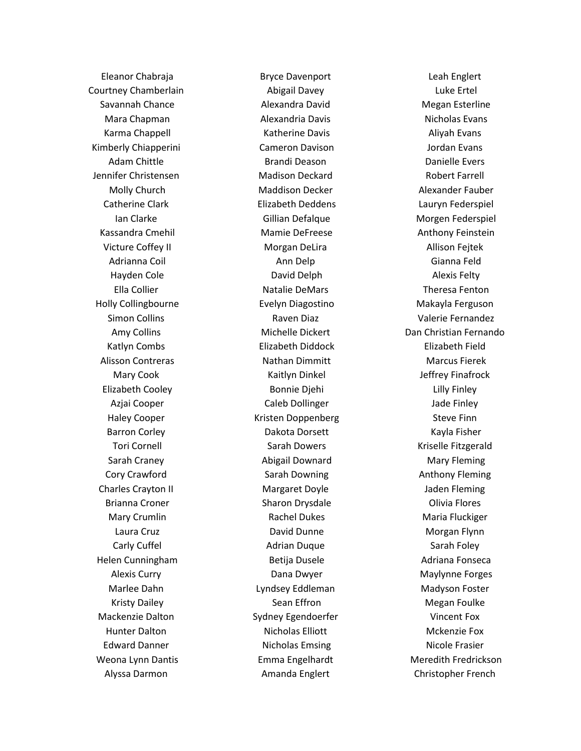Eleanor Chabraja
Courtney Chamberlain
Savannah Chance
Mara Chapman
Karma Chappell
Kimberly Chiapperini
Adam Chittle
Jennifer Christensen
Molly Church
Catherine Clark
Ian Clarke
Kassandra Cmehil
Victure Coffey II
Adrianna Coil
Hayden Cole
Ella Collier
Holly Collingbourne
Simon Collins
Amy Collins
Katlyn Combs
Alisson Contreras
Mary Cook
Elizabeth Cooley
Azjai Cooper
Haley Cooper
Barron Corley
Tori Cornell
Sarah Craney
Cory Crawford
Charles Crayton II
Brianna Croner
Mary Crumlin
Laura Cruz
Carly Cuffel
Helen Cunningham
Alexis Curry
Marlee Dahn
Kristy Dailey
Mackenzie Dalton
Hunter Dalton
Edward Danner
Weona Lynn Dantis
Alyssa Darmon

Bryce Davenport
Abigail Davey
Alexandra David
Alexandria Davis
Katherine Davis
Cameron Davison
Brandi Deason
Madison Deckard
Maddison Decker
Elizabeth Deddens
Gillian Defalque
Mamie DeFreese
Morgan DeLira
Ann Delp
David Delph
Natalie DeMars
Evelyn Diagostino
Raven Diaz
Michelle Dickert
Elizabeth Diddock
Nathan Dimmitt
Kaitlyn Dinkel
Bonnie Djehi
Caleb Dollinger
Kristen Doppenberg
Dakota Dorsett
Sarah Dowers
Abigail Downard
Sarah Downing
Margaret Doyle
Sharon Drysdale
Rachel Dukes
David Dunne
Adrian Duque
Betija Dusele
Dana Dwyer
Lyndsey Eddleman
Sean Effron
Sydney Egendoerfer
Nicholas Elliott
Nicholas Emsing
Emma Engelhardt
Amanda Englert

Leah Englert
Luke Ertel
Megan Esterline
Nicholas Evans
Aliyah Evans
Jordan Evans
Danielle Evers
Robert Farrell
Alexander Fauber
Lauryn Federspiel
Morgen Federspiel
Anthony Feinstein
Allison Fejtek
Gianna Feld
Alexis Felty
Theresa Fenton
Makayla Ferguson
Valerie Fernandez
Dan Christian Fernando
Elizabeth Field
Marcus Fierek
Jeffrey Finafrock
Lilly Finley
Jade Finley
Steve Finn
Kayla Fisher
Kriselle Fitzgerald
Mary Fleming
Anthony Fleming
Jaden Fleming
Olivia Flores
Maria Fluckiger
Morgan Flynn
Sarah Foley
Adriana Fonseca
Maylynne Forges
Madyson Foster
Megan Foulke
Vincent Fox
Mckenzie Fox
Nicole Frasier
Meredith Fredrickson
Christopher French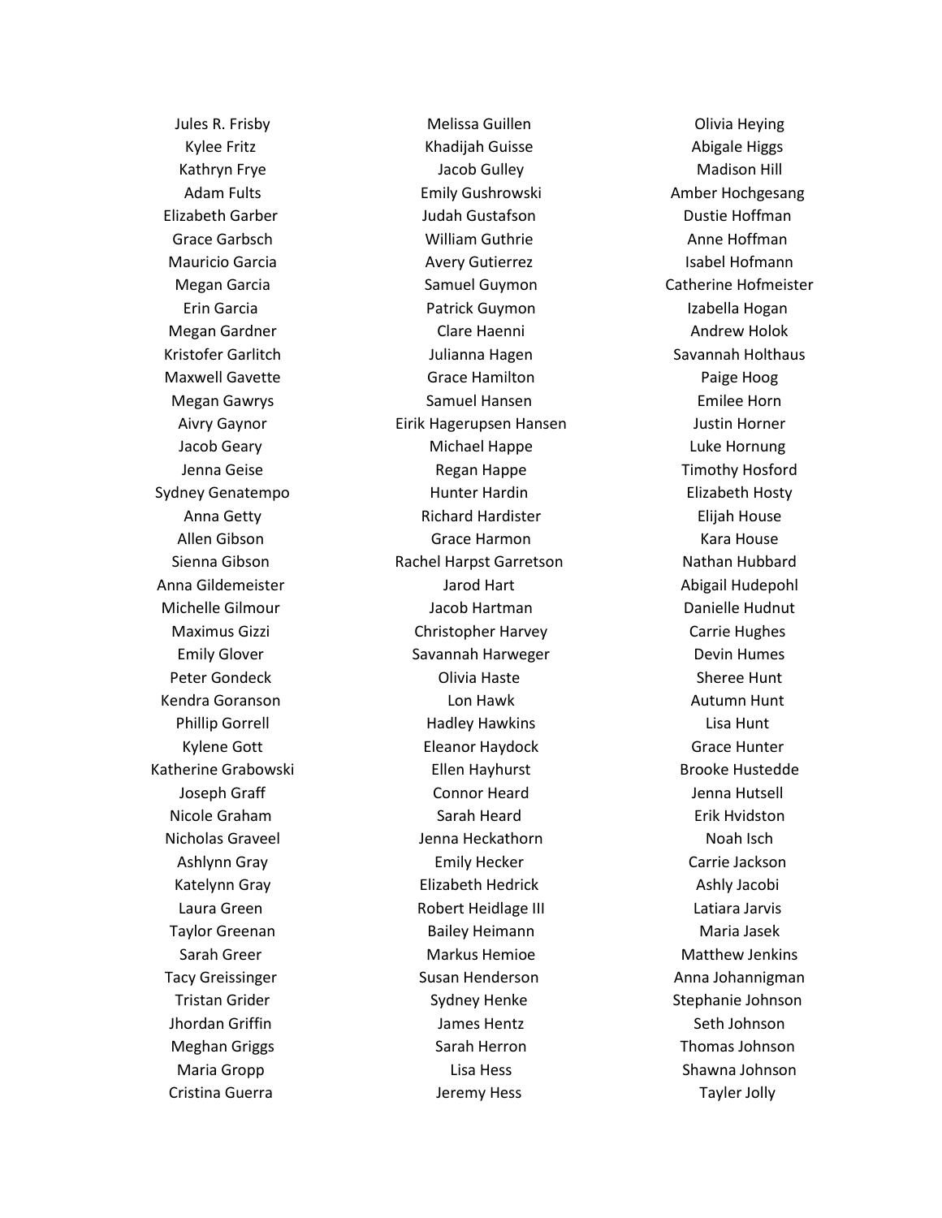Jules R. Frisby
Kylee Fritz
Kathryn Frye
Adam Fults
Elizabeth Garber
Grace Garbsch
Mauricio Garcia
Megan Garcia
Erin Garcia
Megan Gardner
Kristofer Garlitch
Maxwell Gavette
Megan Gawrys
Aivry Gaynor
Jacob Geary
Jenna Geise
Sydney Genatempo
Anna Getty
Allen Gibson
Sienna Gibson
Anna Gildemeister
Michelle Gilmour
Maximus Gizzi
Emily Glover
Peter Gondeck
Kendra Goranson
Phillip Gorrell
Kylene Gott
Katherine Grabowski
Joseph Graff
Nicole Graham
Nicholas Graveel
Ashlynn Gray
Katelynn Gray
Laura Green
Taylor Greenan
Sarah Greer
Tacy Greissinger
Tristan Grider
Jhordan Griffin
Meghan Griggs
Maria Gropp
Cristina Guerra

Melissa Guillen
Khadijah Guisse
Jacob Gulley
Emily Gushrowski
Judah Gustafson
William Guthrie
Avery Gutierrez
Samuel Guymon
Patrick Guymon
Clare Haenni
Julianna Hagen
Grace Hamilton
Samuel Hansen
Eirik Hagerupsen Hansen
Michael Happe
Regan Happe
Hunter Hardin
Richard Hardister
Grace Harmon
Rachel Harpst Garretson
Jarod Hart
Jacob Hartman
Christopher Harvey
Savannah Harweger
Olivia Haste
Lon Hawk
Hadley Hawkins
Eleanor Haydock
Ellen Hayhurst
Connor Heard
Sarah Heard
Jenna Heckathorn
Emily Hecker
Elizabeth Hedrick
Robert Heidlage III
Bailey Heimann
Markus Hemioe
Susan Henderson
Sydney Henke
James Hentz
Sarah Herron
Lisa Hess
Jeremy Hess

Olivia Heying
Abigale Higgs
Madison Hill
Amber Hochgesang
Dustie Hoffman
Anne Hoffman
Isabel Hofmann
Catherine Hofmeister
Izabella Hogan
Andrew Holok
Savannah Holthaus
Paige Hoog
Emilee Horn
Justin Horner
Luke Hornung
Timothy Hosford
Elizabeth Hosty
Elijah House
Kara House
Nathan Hubbard
Abigail Hudepohl
Danielle Hudnut
Carrie Hughes
Devin Humes
Sheree Hunt
Autumn Hunt
Lisa Hunt
Grace Hunter
Brooke Hustedde
Jenna Hutsell
Erik Hvidston
Noah Isch
Carrie Jackson
Ashly Jacobi
Latiara Jarvis
Maria Jasek
Matthew Jenkins
Anna Johannigman
Stephanie Johnson
Seth Johnson
Thomas Johnson
Shawna Johnson
Tayler Jolly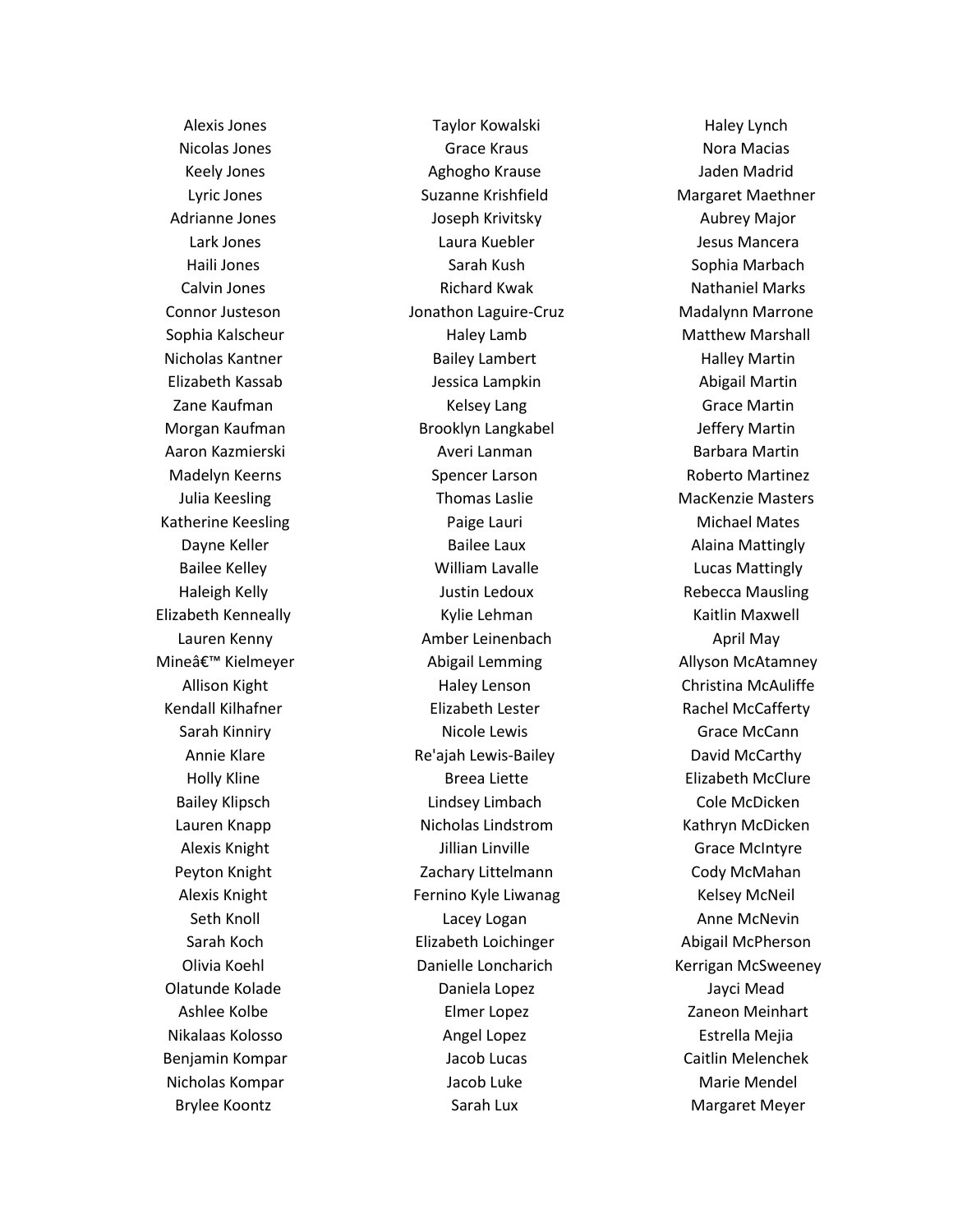Alexis Jones
Nicolas Jones
Keely Jones
Lyric Jones
Adrianne Jones
Lark Jones
Haili Jones
Calvin Jones
Connor Justeson
Sophia Kalscheur
Nicholas Kantner
Elizabeth Kassab
Zane Kaufman
Morgan Kaufman
Aaron Kazmierski
Madelyn Keerns
Julia Keesling
Katherine Keesling
Dayne Keller
Bailee Kelley
Haleigh Kelly
Elizabeth Kenneally
Lauren Kenny
Mineâ€™ Kielmeyer
Allison Kight
Kendall Kilhafner
Sarah Kinniry
Annie Klare
Holly Kline
Bailey Klipsch
Lauren Knapp
Alexis Knight
Peyton Knight
Alexis Knight
Seth Knoll
Sarah Koch
Olivia Koehl
Olatunde Kolade
Ashlee Kolbe
Nikalaas Kolosso
Benjamin Kompar
Nicholas Kompar
Brylee Koontz

Taylor Kowalski
Grace Kraus
Aghogho Krause
Suzanne Krishfield
Joseph Krivitsky
Laura Kuebler
Sarah Kush
Richard Kwak
Jonathon Laguire-Cruz
Haley Lamb
Bailey Lambert
Jessica Lampkin
Kelsey Lang
Brooklyn Langkabel
Averi Lanman
Spencer Larson
Thomas Laslie
Paige Lauri
Bailee Laux
William Lavalle
Justin Ledoux
Kylie Lehman
Amber Leinenbach
Abigail Lemming
Haley Lenson
Elizabeth Lester
Nicole Lewis
Re'ajah Lewis-Bailey
Breea Liette
Lindsey Limbach
Nicholas Lindstrom
Jillian Linville
Zachary Littelmann
Fernino Kyle Liwanag
Lacey Logan
Elizabeth Loichinger
Danielle Loncharich
Daniela Lopez
Elmer Lopez
Angel Lopez
Jacob Lucas
Jacob Luke
Sarah Lux

Haley Lynch
Nora Macias
Jaden Madrid
Margaret Maethner
Aubrey Major
Jesus Mancera
Sophia Marbach
Nathaniel Marks
Madalynn Marrone
Matthew Marshall
Halley Martin
Abigail Martin
Grace Martin
Jeffery Martin
Barbara Martin
Roberto Martinez
MacKenzie Masters
Michael Mates
Alaina Mattingly
Lucas Mattingly
Rebecca Mausling
Kaitlin Maxwell
April May
Allyson McAtamney
Christina McAuliffe
Rachel McCafferty
Grace McCann
David McCarthy
Elizabeth McClure
Cole McDicken
Kathryn McDicken
Grace McIntyre
Cody McMahan
Kelsey McNeil
Anne McNevin
Abigail McPherson
Kerrigan McSweeney
Jayci Mead
Zaneon Meinhart
Estrella Mejia
Caitlin Melenchek
Marie Mendel
Margaret Meyer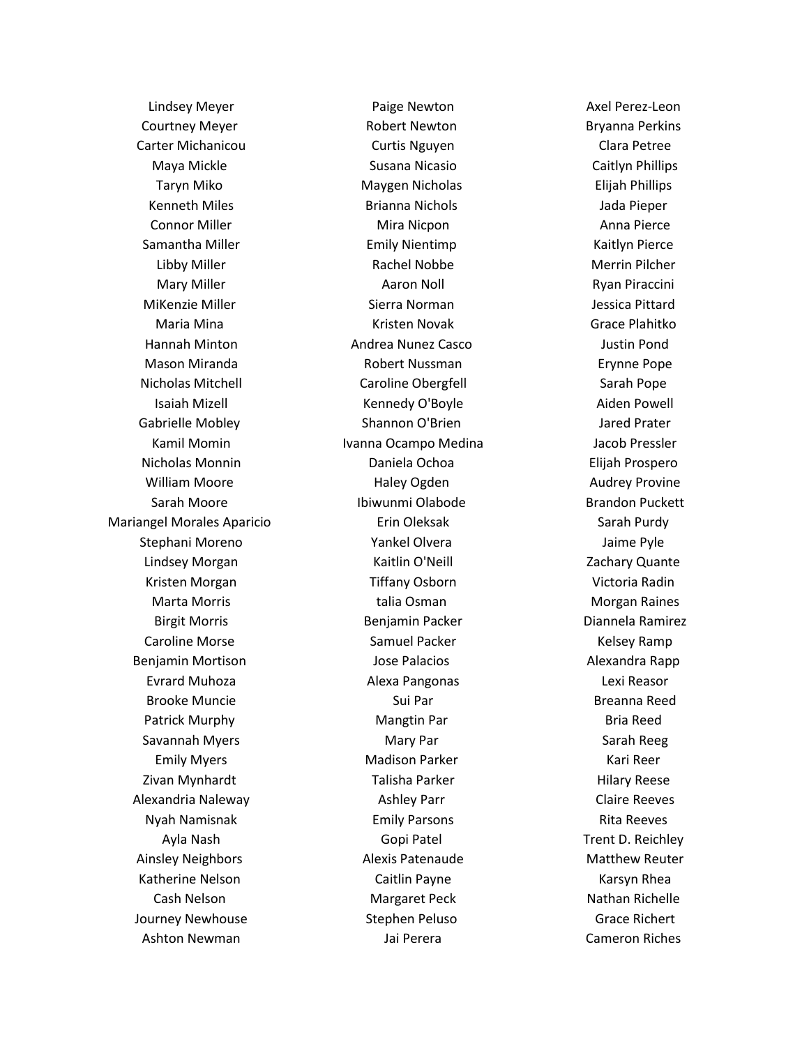Lindsey Meyer
Courtney Meyer
Carter Michanicou
Maya Mickle
Taryn Miko
Kenneth Miles
Connor Miller
Samantha Miller
Libby Miller
Mary Miller
MiKenzie Miller
Maria Mina
Hannah Minton
Mason Miranda
Nicholas Mitchell
Isaiah Mizell
Gabrielle Mobley
Kamil Momin
Nicholas Monnin
William Moore
Sarah Moore
Mariangel Morales Aparicio
Stephani Moreno
Lindsey Morgan
Kristen Morgan
Marta Morris
Birgit Morris
Caroline Morse
Benjamin Mortison
Evrard Muhoza
Brooke Muncie
Patrick Murphy
Savannah Myers
Emily Myers
Zivan Mynhardt
Alexandria Naleway
Nyah Namisnak
Ayla Nash
Ainsley Neighbors
Katherine Nelson
Cash Nelson
Journey Newhouse
Ashton Newman

Paige Newton
Robert Newton
Curtis Nguyen
Susana Nicasio
Maygen Nicholas
Brianna Nichols
Mira Nicpon
Emily Nientimp
Rachel Nobbe
Aaron Noll
Sierra Norman
Kristen Novak
Andrea Nunez Casco
Robert Nussman
Caroline Obergfell
Kennedy O'Boyle
Shannon O'Brien
Ivanna Ocampo Medina
Daniela Ochoa
Haley Ogden
Ibiwunmi Olabode
Erin Oleksak
Yankel Olvera
Kaitlin O'Neill
Tiffany Osborn
talia Osman
Benjamin Packer
Samuel Packer
Jose Palacios
Alexa Pangonas
Sui Par
Mangtin Par
Mary Par
Madison Parker
Talisha Parker
Ashley Parr
Emily Parsons
Gopi Patel
Alexis Patenaude
Caitlin Payne
Margaret Peck
Stephen Peluso
Jai Perera

Axel Perez-Leon
Bryanna Perkins
Clara Petree
Caitlyn Phillips
Elijah Phillips
Jada Pieper
Anna Pierce
Kaitlyn Pierce
Merrin Pilcher
Ryan Piraccini
Jessica Pittard
Grace Plahitko
Justin Pond
Erynne Pope
Sarah Pope
Aiden Powell
Jared Prater
Jacob Pressler
Elijah Prospero
Audrey Provine
Brandon Puckett
Sarah Purdy
Jaime Pyle
Zachary Quante
Victoria Radin
Morgan Raines
Diannela Ramirez
Kelsey Ramp
Alexandra Rapp
Lexi Reasor
Breanna Reed
Bria Reed
Sarah Reeg
Kari Reer
Hilary Reese
Claire Reeves
Rita Reeves
Trent D. Reichley
Matthew Reuter
Karsyn Rhea
Nathan Richelle
Grace Richert
Cameron Riches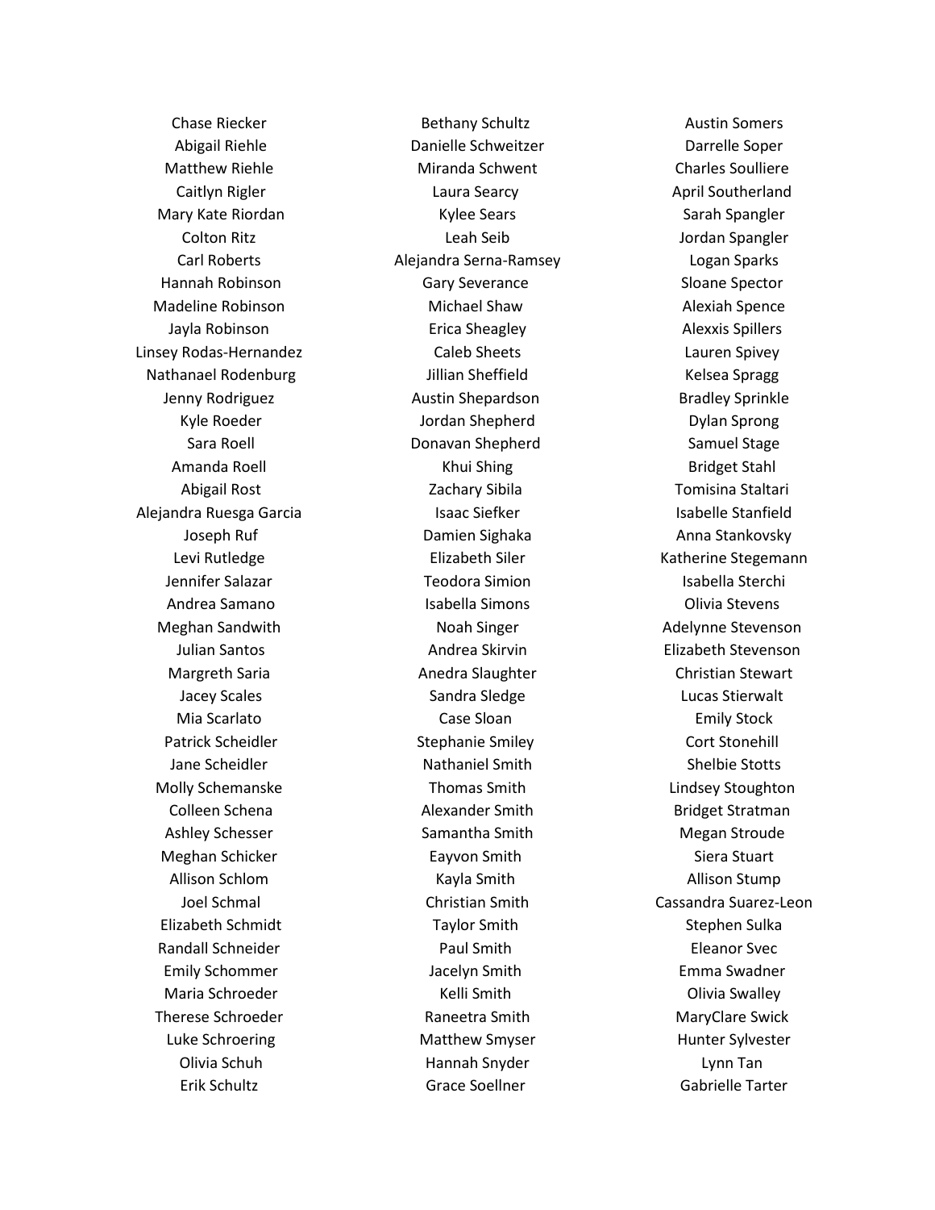Chase Riecker
Abigail Riehle
Matthew Riehle
Caitlyn Rigler
Mary Kate Riordan
Colton Ritz
Carl Roberts
Hannah Robinson
Madeline Robinson
Jayla Robinson
Linsey Rodas-Hernandez
Nathanael Rodenburg
Jenny Rodriguez
Kyle Roeder
Sara Roell
Amanda Roell
Abigail Rost
Alejandra Ruesga Garcia
Joseph Ruf
Levi Rutledge
Jennifer Salazar
Andrea Samano
Meghan Sandwith
Julian Santos
Margreth Saria
Jacey Scales
Mia Scarlato
Patrick Scheidler
Jane Scheidler
Molly Schemanske
Colleen Schena
Ashley Schesser
Meghan Schicker
Allison Schlom
Joel Schmal
Elizabeth Schmidt
Randall Schneider
Emily Schommer
Maria Schroeder
Therese Schroeder
Luke Schroering
Olivia Schuh
Erik Schultz

Bethany Schultz
Danielle Schweitzer
Miranda Schwent
Laura Searcy
Kylee Sears
Leah Seib
Alejandra Serna-Ramsey
Gary Severance
Michael Shaw
Erica Sheagley
Caleb Sheets
Jillian Sheffield
Austin Shepardson
Jordan Shepherd
Donavan Shepherd
Khui Shing
Zachary Sibila
Isaac Siefker
Damien Sighaka
Elizabeth Siler
Teodora Simion
Isabella Simons
Noah Singer
Andrea Skirvin
Anedra Slaughter
Sandra Sledge
Case Sloan
Stephanie Smiley
Nathaniel Smith
Thomas Smith
Alexander Smith
Samantha Smith
Eayvon Smith
Kayla Smith
Christian Smith
Taylor Smith
Paul Smith
Jacelyn Smith
Kelli Smith
Raneetra Smith
Matthew Smyser
Hannah Snyder
Grace Soellner

Austin Somers
Darrelle Soper
Charles Soulliere
April Southerland
Sarah Spangler
Jordan Spangler
Logan Sparks
Sloane Spector
Alexiah Spence
Alexxis Spillers
Lauren Spivey
Kelsea Spragg
Bradley Sprinkle
Dylan Sprong
Samuel Stage
Bridget Stahl
Tomisina Staltari
Isabelle Stanfield
Anna Stankovsky
Katherine Stegemann
Isabella Sterchi
Olivia Stevens
Adelynne Stevenson
Elizabeth Stevenson
Christian Stewart
Lucas Stierwalt
Emily Stock
Cort Stonehill
Shelbie Stotts
Lindsey Stoughton
Bridget Stratman
Megan Stroude
Siera Stuart
Allison Stump
Cassandra Suarez-Leon
Stephen Sulka
Eleanor Svec
Emma Swadner
Olivia Swalley
MaryClare Swick
Hunter Sylvester
Lynn Tan
Gabrielle Tarter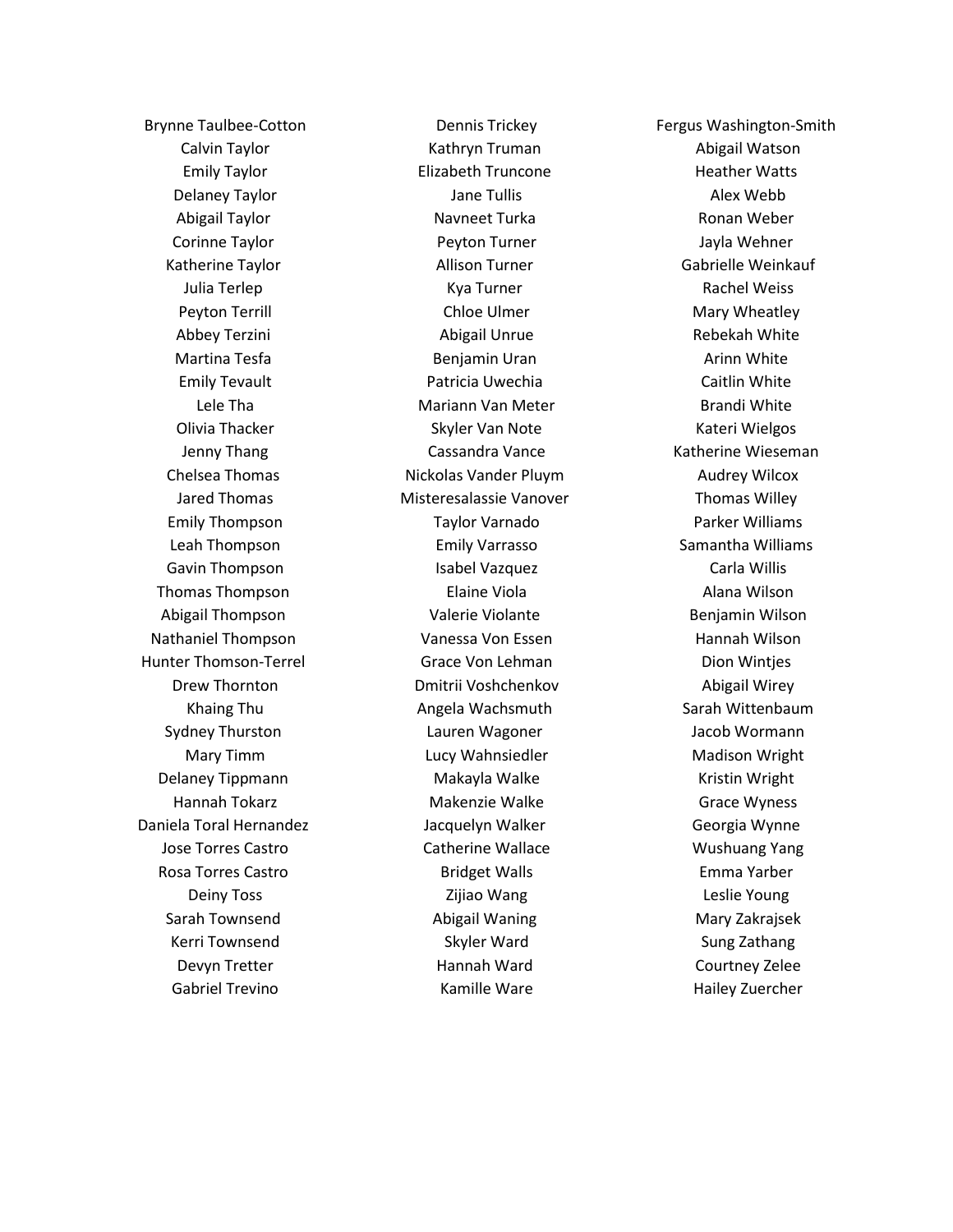Brynne Taulbee-Cotton
Calvin Taylor
Emily Taylor
Delaney Taylor
Abigail Taylor
Corinne Taylor
Katherine Taylor
Julia Terlep
Peyton Terrill
Abbey Terzini
Martina Tesfa
Emily Tevault
Lele Tha
Olivia Thacker
Jenny Thang
Chelsea Thomas
Jared Thomas
Emily Thompson
Leah Thompson
Gavin Thompson
Thomas Thompson
Abigail Thompson
Nathaniel Thompson
Hunter Thomson-Terrel
Drew Thornton
Khaing Thu
Sydney Thurston
Mary Timm
Delaney Tippmann
Hannah Tokarz
Daniela Toral Hernandez
Jose Torres Castro
Rosa Torres Castro
Deiny Toss
Sarah Townsend
Kerri Townsend
Devyn Tretter
Gabriel Trevino

Dennis Trickey
Kathryn Truman
Elizabeth Truncone
Jane Tullis
Navneet Turka
Peyton Turner
Allison Turner
Kya Turner
Chloe Ulmer
Abigail Unrue
Benjamin Uran
Patricia Uwechia
Mariann Van Meter
Skyler Van Note
Cassandra Vance
Nickolas Vander Pluym
Misteresalassie Vanover
Taylor Varnado
Emily Varrasso
Isabel Vazquez
Elaine Viola
Valerie Violante
Vanessa Von Essen
Grace Von Lehman
Dmitrii Voshchenkov
Angela Wachsmuth
Lauren Wagoner
Lucy Wahnsiedler
Makayla Walke
Makenzie Walke
Jacquelyn Walker
Catherine Wallace
Bridget Walls
Zijiao Wang
Abigail Waning
Skyler Ward
Hannah Ward
Kamille Ware

Fergus Washington-Smith
Abigail Watson
Heather Watts
Alex Webb
Ronan Weber
Jayla Wehner
Gabrielle Weinkauf
Rachel Weiss
Mary Wheatley
Rebekah White
Arinn White
Caitlin White
Brandi White
Kateri Wielgos
Katherine Wieseman
Audrey Wilcox
Thomas Willey
Parker Williams
Samantha Williams
Carla Willis
Alana Wilson
Benjamin Wilson
Hannah Wilson
Dion Wintjes
Abigail Wirey
Sarah Wittenbaum
Jacob Wormann
Madison Wright
Kristin Wright
Grace Wyness
Georgia Wynne
Wushuang Yang
Emma Yarber
Leslie Young
Mary Zakrajsek
Sung Zathang
Courtney Zelee
Hailey Zuercher